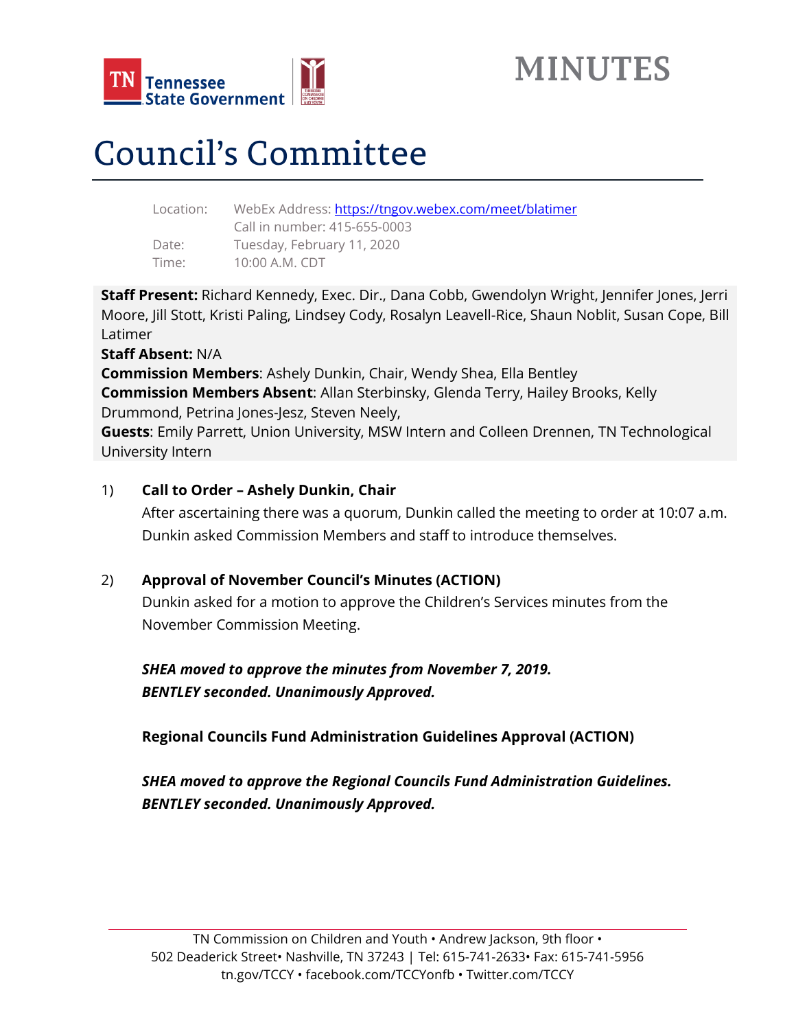# MINUTES

# Council's Committee

Location: WebEx Address: https://tngov.webex.com/meet/blatimer
Call in number: 415-655-0003
Date: Tuesday, February 11, 2020
Time: 10:00 A.M. CDT

**Staff Present:** Richard Kennedy, Exec. Dir., Dana Cobb, Gwendolyn Wright, Jennifer Jones, Jerri Moore, Jill Stott, Kristi Paling, Lindsey Cody, Rosalyn Leavell-Rice, Shaun Noblit, Susan Cope, Bill Latimer
**Staff Absent:** N/A
**Commission Members**: Ashely Dunkin, Chair, Wendy Shea, Ella Bentley
**Commission Members Absent**: Allan Sterbinsky, Glenda Terry, Hailey Brooks, Kelly Drummond, Petrina Jones-Jesz, Steven Neely,
**Guests**: Emily Parrett, Union University, MSW Intern and Colleen Drennen, TN Technological University Intern

1) **Call to Order – Ashely Dunkin, Chair**

   After ascertaining there was a quorum, Dunkin called the meeting to order at 10:07 a.m. Dunkin asked Commission Members and staff to introduce themselves.

2) **Approval of November Council's Minutes (ACTION)**

   Dunkin asked for a motion to approve the Children's Services minutes from the November Commission Meeting.

   ***SHEA moved to approve the minutes from November 7, 2019.***
   ***BENTLEY seconded. Unanimously Approved.***

   **Regional Councils Fund Administration Guidelines Approval (ACTION)**

   ***SHEA moved to approve the Regional Councils Fund Administration Guidelines.***
   ***BENTLEY seconded. Unanimously Approved.***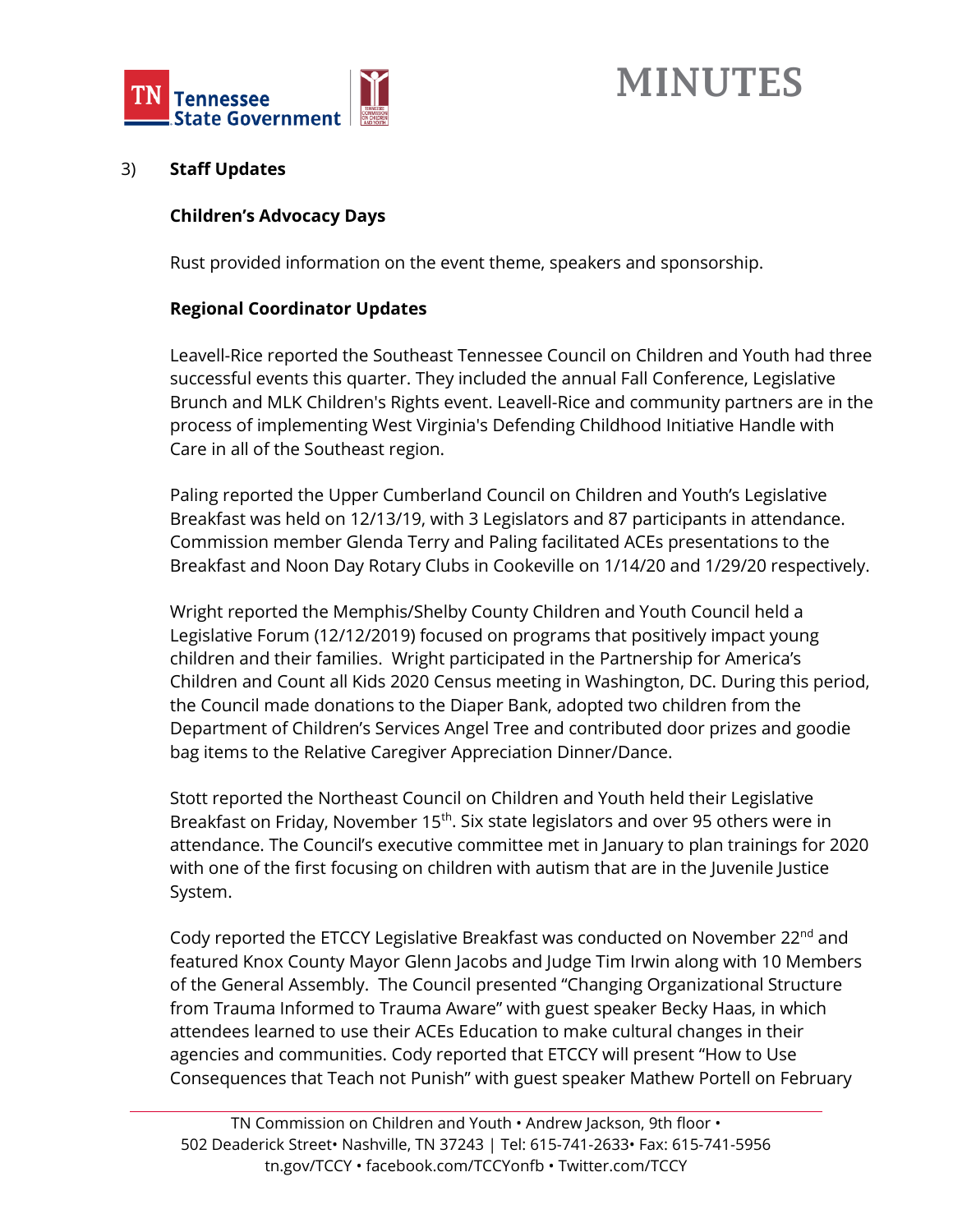3) **Staff Updates**

**Children's Advocacy Days**

Rust provided information on the event theme, speakers and sponsorship.

**Regional Coordinator Updates**

Leavell-Rice reported the Southeast Tennessee Council on Children and Youth had three successful events this quarter. They included the annual Fall Conference, Legislative Brunch and MLK Children's Rights event. Leavell-Rice and community partners are in the process of implementing West Virginia's Defending Childhood Initiative Handle with Care in all of the Southeast region.

Paling reported the Upper Cumberland Council on Children and Youth's Legislative Breakfast was held on 12/13/19, with 3 Legislators and 87 participants in attendance. Commission member Glenda Terry and Paling facilitated ACEs presentations to the Breakfast and Noon Day Rotary Clubs in Cookeville on 1/14/20 and 1/29/20 respectively.

Wright reported the Memphis/Shelby County Children and Youth Council held a Legislative Forum (12/12/2019) focused on programs that positively impact young children and their families. Wright participated in the Partnership for America's Children and Count all Kids 2020 Census meeting in Washington, DC. During this period, the Council made donations to the Diaper Bank, adopted two children from the Department of Children's Services Angel Tree and contributed door prizes and goodie bag items to the Relative Caregiver Appreciation Dinner/Dance.

Stott reported the Northeast Council on Children and Youth held their Legislative Breakfast on Friday, November 15th. Six state legislators and over 95 others were in attendance. The Council's executive committee met in January to plan trainings for 2020 with one of the first focusing on children with autism that are in the Juvenile Justice System.

Cody reported the ETCCY Legislative Breakfast was conducted on November 22nd and featured Knox County Mayor Glenn Jacobs and Judge Tim Irwin along with 10 Members of the General Assembly. The Council presented "Changing Organizational Structure from Trauma Informed to Trauma Aware" with guest speaker Becky Haas, in which attendees learned to use their ACEs Education to make cultural changes in their agencies and communities. Cody reported that ETCCY will present "How to Use Consequences that Teach not Punish" with guest speaker Mathew Portell on February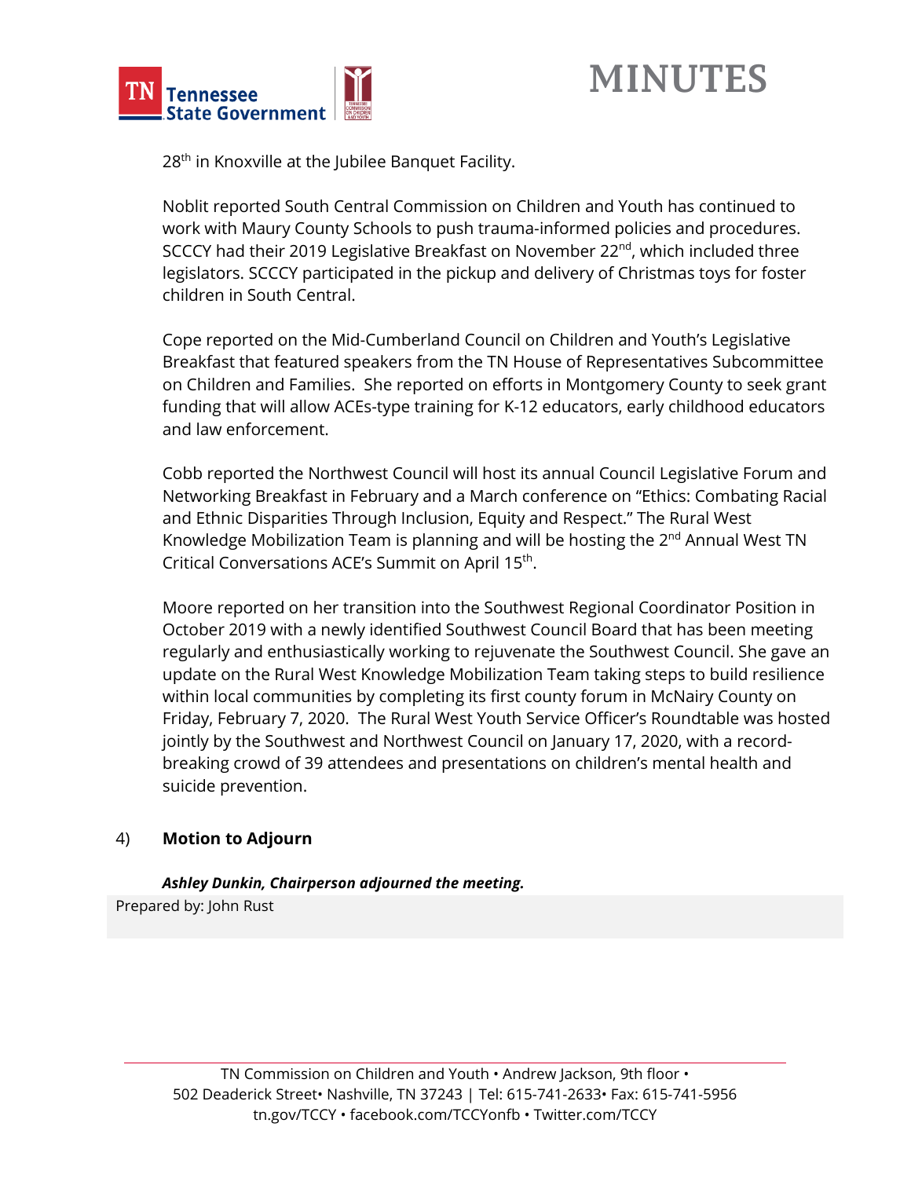28th in Knoxville at the Jubilee Banquet Facility.

Noblit reported South Central Commission on Children and Youth has continued to work with Maury County Schools to push trauma-informed policies and procedures. SCCCY had their 2019 Legislative Breakfast on November 22nd, which included three legislators. SCCCY participated in the pickup and delivery of Christmas toys for foster children in South Central.

Cope reported on the Mid-Cumberland Council on Children and Youth's Legislative Breakfast that featured speakers from the TN House of Representatives Subcommittee on Children and Families. She reported on efforts in Montgomery County to seek grant funding that will allow ACEs-type training for K-12 educators, early childhood educators and law enforcement.

Cobb reported the Northwest Council will host its annual Council Legislative Forum and Networking Breakfast in February and a March conference on "Ethics: Combating Racial and Ethnic Disparities Through Inclusion, Equity and Respect." The Rural West Knowledge Mobilization Team is planning and will be hosting the 2nd Annual West TN Critical Conversations ACE's Summit on April 15th.

Moore reported on her transition into the Southwest Regional Coordinator Position in October 2019 with a newly identified Southwest Council Board that has been meeting regularly and enthusiastically working to rejuvenate the Southwest Council. She gave an update on the Rural West Knowledge Mobilization Team taking steps to build resilience within local communities by completing its first county forum in McNairy County on Friday, February 7, 2020. The Rural West Youth Service Officer's Roundtable was hosted jointly by the Southwest and Northwest Council on January 17, 2020, with a record-breaking crowd of 39 attendees and presentations on children's mental health and suicide prevention.

4) **Motion to Adjourn**

***Ashley Dunkin, Chairperson adjourned the meeting.***

Prepared by: John Rust